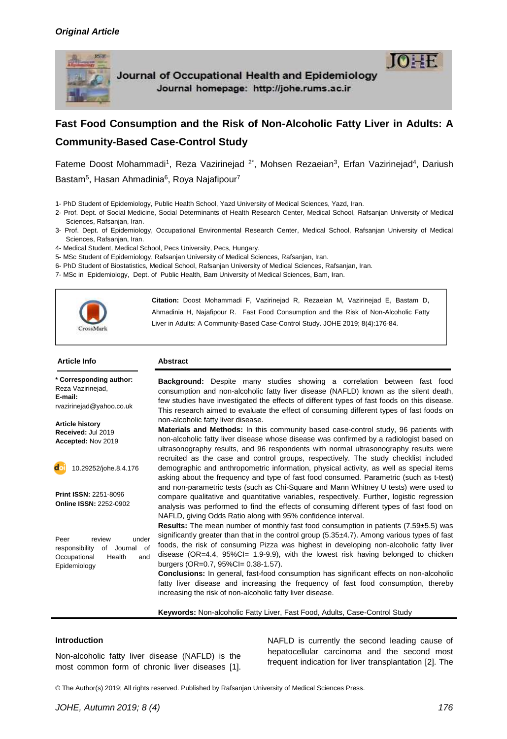*Original Article*

Journal of Occupational Health and Epidemiology
Journal homepage: http://johe.rums.ac.ir

# Fast Food Consumption and the Risk of Non-Alcoholic Fatty Liver in Adults: A Community-Based Case-Control Study

Fateme Doost Mohammadi[1], Reza Vazirinejad [2*], Mohsen Rezaeian[3], Erfan Vazirinejad[4], Dariush Bastam[5], Hasan Ahmadinia[6], Roya Najafipour[7]

1- PhD Student of Epidemiology, Public Health School, Yazd University of Medical Sciences, Yazd, Iran.
2- Prof. Dept. of Social Medicine, Social Determinants of Health Research Center, Medical School, Rafsanjan University of Medical Sciences, Rafsanjan, Iran.
3- Prof. Dept. of Epidemiology, Occupational Environmental Research Center, Medical School, Rafsanjan University of Medical Sciences, Rafsanjan, Iran.
4- Medical Student, Medical School, Pecs University, Pecs, Hungary.
5- MSc Student of Epidemiology, Rafsanjan University of Medical Sciences, Rafsanjan, Iran.
6- PhD Student of Biostatistics, Medical School, Rafsanjan University of Medical Sciences, Rafsanjan, Iran.
7- MSc in Epidemiology, Dept. of Public Health, Bam University of Medical Sciences, Bam, Iran.

**Citation:** Doost Mohammadi F, Vazirinejad R, Rezaeian M, Vazirinejad E, Bastam D, Ahmadinia H, Najafipour R. Fast Food Consumption and the Risk of Non-Alcoholic Fatty Liver in Adults: A Community-Based Case-Control Study. JOHE 2019; 8(4):176-84.

**Article Info**

**\* Corresponding author:**
Reza Vazirinejad,
**E-mail:**
rvazirinejad@yahoo.co.uk

**Article history**
**Received:** Jul 2019
**Accepted:** Nov 2019

10.29252/johe.8.4.176

**Print ISSN:** 2251-8096
**Online ISSN:** 2252-0902

Peer review under responsibility of Journal of Occupational Health and Epidemiology

**Abstract**

**Background:** Despite many studies showing a correlation between fast food consumption and non-alcoholic fatty liver disease (NAFLD) known as the silent death, few studies have investigated the effects of different types of fast foods on this disease. This research aimed to evaluate the effect of consuming different types of fast foods on non-alcoholic fatty liver disease.

**Materials and Methods:** In this community based case-control study, 96 patients with non-alcoholic fatty liver disease whose disease was confirmed by a radiologist based on ultrasonography results, and 96 respondents with normal ultrasonography results were recruited as the case and control groups, respectively. The study checklist included demographic and anthropometric information, physical activity, as well as special items asking about the frequency and type of fast food consumed. Parametric (such as t-test) and non-parametric tests (such as Chi-Square and Mann Whitney U tests) were used to compare qualitative and quantitative variables, respectively. Further, logistic regression analysis was performed to find the effects of consuming different types of fast food on NAFLD, giving Odds Ratio along with 95% confidence interval.

**Results:** The mean number of monthly fast food consumption in patients (7.59±5.5) was significantly greater than that in the control group (5.35±4.7). Among various types of fast foods, the risk of consuming Pizza was highest in developing non-alcoholic fatty liver disease (OR=4.4, 95%CI= 1.9-9.9), with the lowest risk having belonged to chicken burgers (OR=0.7, 95%CI= 0.38-1.57).

**Conclusions:** In general, fast-food consumption has significant effects on non-alcoholic fatty liver disease and increasing the frequency of fast food consumption, thereby increasing the risk of non-alcoholic fatty liver disease.

**Keywords:** Non-alcoholic Fatty Liver, Fast Food, Adults, Case-Control Study

## Introduction

Non-alcoholic fatty liver disease (NAFLD) is the most common form of chronic liver diseases [1]. NAFLD is currently the second leading cause of hepatocellular carcinoma and the second most frequent indication for liver transplantation [2]. The

© The Author(s) 2019; All rights reserved. Published by Rafsanjan University of Medical Sciences Press.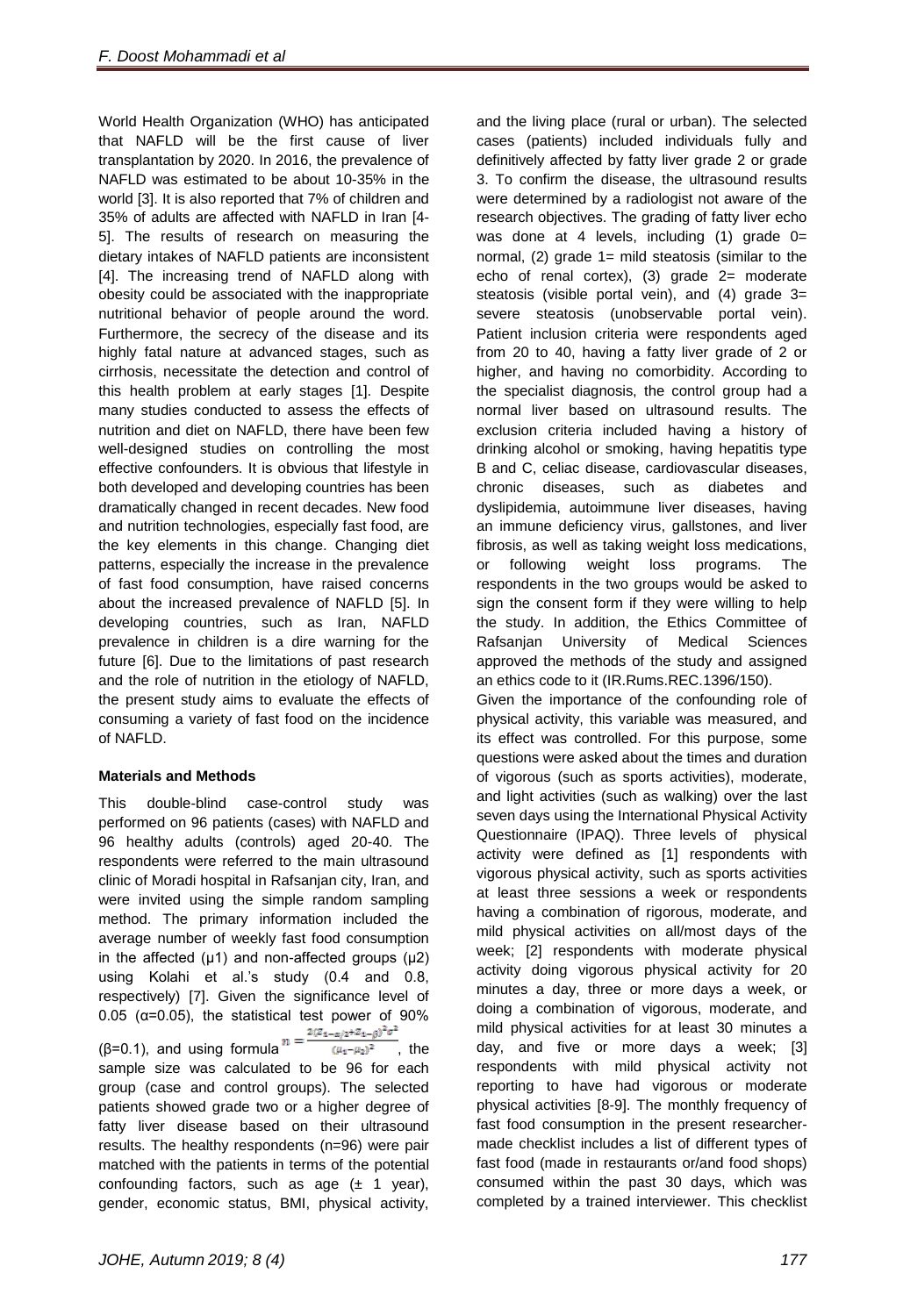World Health Organization (WHO) has anticipated that NAFLD will be the first cause of liver transplantation by 2020. In 2016, the prevalence of NAFLD was estimated to be about 10-35% in the world [3]. It is also reported that 7% of children and 35% of adults are affected with NAFLD in Iran [4-5]. The results of research on measuring the dietary intakes of NAFLD patients are inconsistent [4]. The increasing trend of NAFLD along with obesity could be associated with the inappropriate nutritional behavior of people around the word. Furthermore, the secrecy of the disease and its highly fatal nature at advanced stages, such as cirrhosis, necessitate the detection and control of this health problem at early stages [1]. Despite many studies conducted to assess the effects of nutrition and diet on NAFLD, there have been few well-designed studies on controlling the most effective confounders. It is obvious that lifestyle in both developed and developing countries has been dramatically changed in recent decades. New food and nutrition technologies, especially fast food, are the key elements in this change. Changing diet patterns, especially the increase in the prevalence of fast food consumption, have raised concerns about the increased prevalence of NAFLD [5]. In developing countries, such as Iran, NAFLD prevalence in children is a dire warning for the future [6]. Due to the limitations of past research and the role of nutrition in the etiology of NAFLD, the present study aims to evaluate the effects of consuming a variety of fast food on the incidence of NAFLD.

**Materials and Methods**

This double-blind case-control study was performed on 96 patients (cases) with NAFLD and 96 healthy adults (controls) aged 20-40. The respondents were referred to the main ultrasound clinic of Moradi hospital in Rafsanjan city, Iran, and were invited using the simple random sampling method. The primary information included the average number of weekly fast food consumption in the affected ($\mu_1$) and non-affected groups ($\mu_2$) using Kolahi et al.'s study (0.4 and 0.8, respectively) [7]. Given the significance level of 0.05 ($\alpha$=0.05), the statistical test power of 90% ($\beta$=0.1), and using formula $n = \frac{2(Z_{1-\alpha/2}+Z_{1-\beta})^2\sigma^2}{(\mu_1-\mu_2)^2}$, the sample size was calculated to be 96 for each group (case and control groups). The selected patients showed grade two or a higher degree of fatty liver disease based on their ultrasound results. The healthy respondents (n=96) were pair matched with the patients in terms of the potential confounding factors, such as age (± 1 year), gender, economic status, BMI, physical activity, and the living place (rural or urban). The selected cases (patients) included individuals fully and definitively affected by fatty liver grade 2 or grade 3. To confirm the disease, the ultrasound results were determined by a radiologist not aware of the research objectives. The grading of fatty liver echo was done at 4 levels, including (1) grade 0= normal, (2) grade 1= mild steatosis (similar to the echo of renal cortex), (3) grade 2= moderate steatosis (visible portal vein), and (4) grade 3= severe steatosis (unobservable portal vein). Patient inclusion criteria were respondents aged from 20 to 40, having a fatty liver grade of 2 or higher, and having no comorbidity. According to the specialist diagnosis, the control group had a normal liver based on ultrasound results. The exclusion criteria included having a history of drinking alcohol or smoking, having hepatitis type B and C, celiac disease, cardiovascular diseases, chronic diseases, such as diabetes and dyslipidemia, autoimmune liver diseases, having an immune deficiency virus, gallstones, and liver fibrosis, as well as taking weight loss medications, or following weight loss programs. The respondents in the two groups would be asked to sign the consent form if they were willing to help the study. In addition, the Ethics Committee of Rafsanjan University of Medical Sciences approved the methods of the study and assigned an ethics code to it (IR.Rums.REC.1396/150).

Given the importance of the confounding role of physical activity, this variable was measured, and its effect was controlled. For this purpose, some questions were asked about the times and duration of vigorous (such as sports activities), moderate, and light activities (such as walking) over the last seven days using the International Physical Activity Questionnaire (IPAQ). Three levels of physical activity were defined as [1] respondents with vigorous physical activity, such as sports activities at least three sessions a week or respondents having a combination of rigorous, moderate, and mild physical activities on all/most days of the week; [2] respondents with moderate physical activity doing vigorous physical activity for 20 minutes a day, three or more days a week, or doing a combination of vigorous, moderate, and mild physical activities for at least 30 minutes a day, and five or more days a week; [3] respondents with mild physical activity not reporting to have had vigorous or moderate physical activities [8-9]. The monthly frequency of fast food consumption in the present researcher-made checklist includes a list of different types of fast food (made in restaurants or/and food shops) consumed within the past 30 days, which was completed by a trained interviewer. This checklist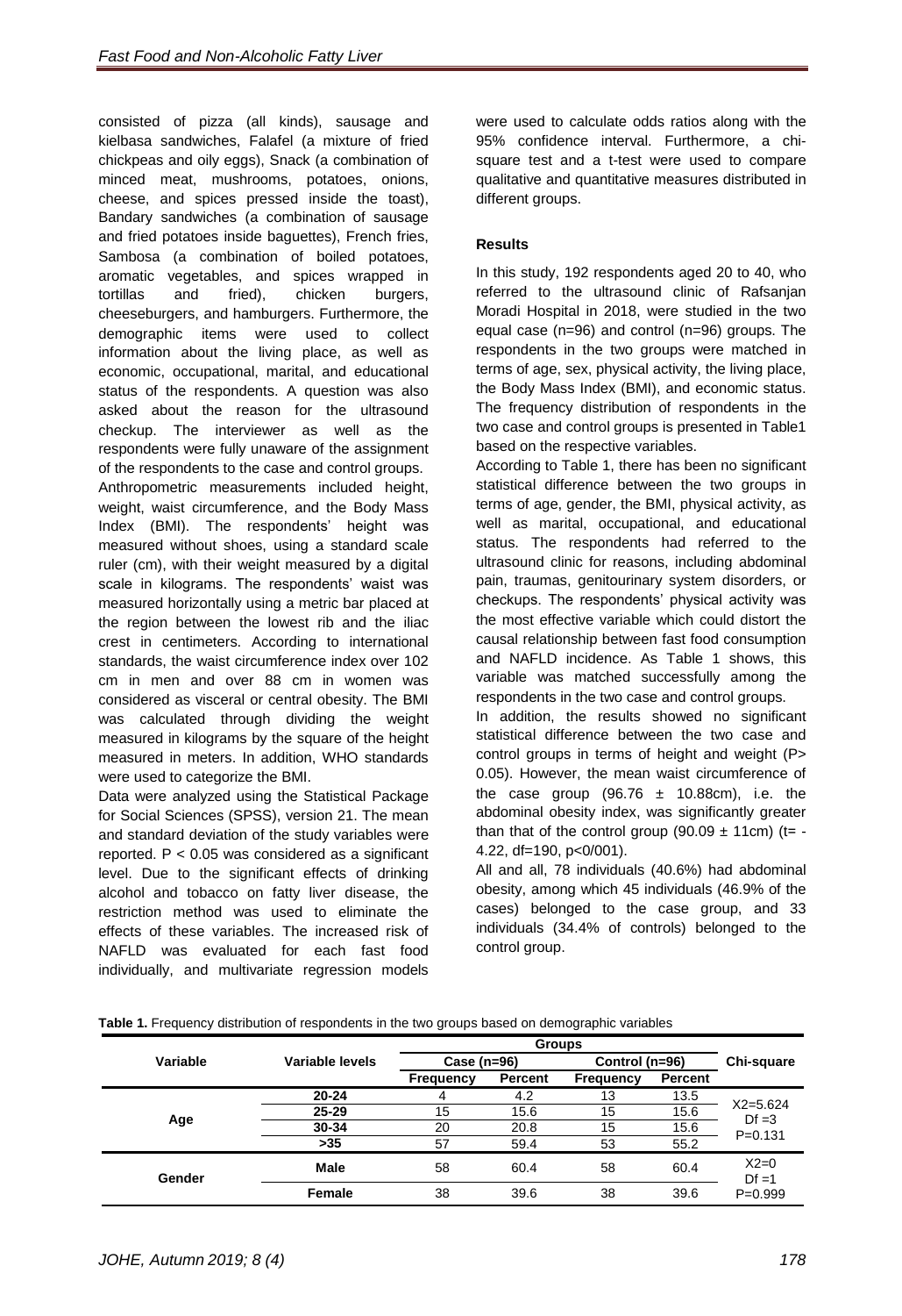consisted of pizza (all kinds), sausage and kielbasa sandwiches, Falafel (a mixture of fried chickpeas and oily eggs), Snack (a combination of minced meat, mushrooms, potatoes, onions, cheese, and spices pressed inside the toast), Bandary sandwiches (a combination of sausage and fried potatoes inside baguettes), French fries, Sambosa (a combination of boiled potatoes, aromatic vegetables, and spices wrapped in tortillas and fried), chicken burgers, cheeseburgers, and hamburgers. Furthermore, the demographic items were used to collect information about the living place, as well as economic, occupational, marital, and educational status of the respondents. A question was also asked about the reason for the ultrasound checkup. The interviewer as well as the respondents were fully unaware of the assignment of the respondents to the case and control groups.

Anthropometric measurements included height, weight, waist circumference, and the Body Mass Index (BMI). The respondents' height was measured without shoes, using a standard scale ruler (cm), with their weight measured by a digital scale in kilograms. The respondents' waist was measured horizontally using a metric bar placed at the region between the lowest rib and the iliac crest in centimeters. According to international standards, the waist circumference index over 102 cm in men and over 88 cm in women was considered as visceral or central obesity. The BMI was calculated through dividing the weight measured in kilograms by the square of the height measured in meters. In addition, WHO standards were used to categorize the BMI.

Data were analyzed using the Statistical Package for Social Sciences (SPSS), version 21. The mean and standard deviation of the study variables were reported. $P < 0.05$ was considered as a significant level. Due to the significant effects of drinking alcohol and tobacco on fatty liver disease, the restriction method was used to eliminate the effects of these variables. The increased risk of NAFLD was evaluated for each fast food individually, and multivariate regression models were used to calculate odds ratios along with the 95% confidence interval. Furthermore, a chi-square test and a t-test were used to compare qualitative and quantitative measures distributed in different groups.

### Results

In this study, 192 respondents aged 20 to 40, who referred to the ultrasound clinic of Rafsanjan Moradi Hospital in 2018, were studied in the two equal case (n=96) and control (n=96) groups. The respondents in the two groups were matched in terms of age, sex, physical activity, the living place, the Body Mass Index (BMI), and economic status. The frequency distribution of respondents in the two case and control groups is presented in Table1 based on the respective variables.

According to Table 1, there has been no significant statistical difference between the two groups in terms of age, gender, the BMI, physical activity, as well as marital, occupational, and educational status. The respondents had referred to the ultrasound clinic for reasons, including abdominal pain, traumas, genitourinary system disorders, or checkups. The respondents' physical activity was the most effective variable which could distort the causal relationship between fast food consumption and NAFLD incidence. As Table 1 shows, this variable was matched successfully among the respondents in the two case and control groups.

In addition, the results showed no significant statistical difference between the two case and control groups in terms of height and weight ($P > 0.05$). However, the mean waist circumference of the case group ($96.76 \pm 10.88$cm), i.e. the abdominal obesity index, was significantly greater than that of the control group ($90.09 \pm 11$cm) ($t=-4.22$, df=190, p<0/001).

All and all, 78 individuals (40.6%) had abdominal obesity, among which 45 individuals (46.9% of the cases) belonged to the case group, and 33 individuals (34.4% of controls) belonged to the control group.

**Table 1.** Frequency distribution of respondents in the two groups based on demographic variables

| Variable | Variable levels | Groups | | | | Chi-square |
|---|---|---|---|---|---|---|
| | | Case (n=96) | | Control (n=96) | | |
| | | Frequency | Percent | Frequency | Percent | |
| Age | 20-24 | 4 | 4.2 | 13 | 13.5 | $X2=5.624$ Df =3 P=0.131 |
| | 25-29 | 15 | 15.6 | 15 | 15.6 | |
| | 30-34 | 20 | 20.8 | 15 | 15.6 | |
| | >35 | 57 | 59.4 | 53 | 55.2 | |
| Gender | Male | 58 | 60.4 | 58 | 60.4 | $X2=0$ Df =1 P=0.999 |
| | Female | 38 | 39.6 | 38 | 39.6 | |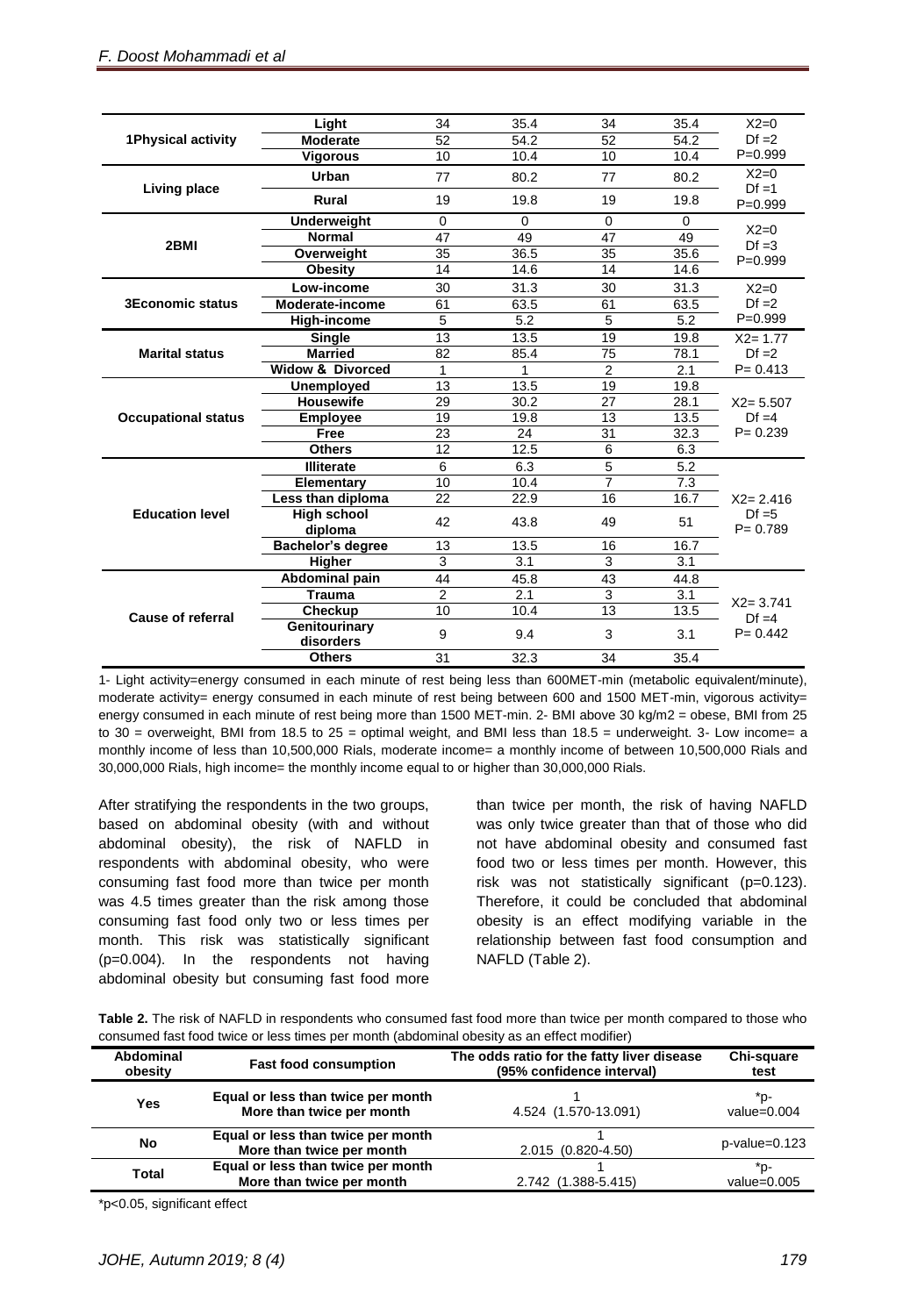| | | | | | | |
|---|---|---|---|---|---|---|
| 1Physical activity | Light | 34 | 35.4 | 34 | 35.4 | X2=0 Df =2 P=0.999 |
| | Moderate | 52 | 54.2 | 52 | 54.2 | |
| | Vigorous | 10 | 10.4 | 10 | 10.4 | |
| Living place | Urban | 77 | 80.2 | 77 | 80.2 | X2=0 Df =1 P=0.999 |
| | Rural | 19 | 19.8 | 19 | 19.8 | |
| 2BMI | Underweight | 0 | 0 | 0 | 0 | X2=0 Df =3 P=0.999 |
| | Normal | 47 | 49 | 47 | 49 | |
| | Overweight | 35 | 36.5 | 35 | 35.6 | |
| | Obesity | 14 | 14.6 | 14 | 14.6 | |
| 3Economic status | Low-income | 30 | 31.3 | 30 | 31.3 | X2=0 Df =2 P=0.999 |
| | Moderate-income | 61 | 63.5 | 61 | 63.5 | |
| | High-income | 5 | 5.2 | 5 | 5.2 | |
| Marital status | Single | 13 | 13.5 | 19 | 19.8 | X2= 1.77 Df =2 P= 0.413 |
| | Married | 82 | 85.4 | 75 | 78.1 | |
| | Widow & Divorced | 1 | 1 | 2 | 2.1 | |
| Occupational status | Unemployed | 13 | 13.5 | 19 | 19.8 | X2= 5.507 Df =4 P= 0.239 |
| | Housewife | 29 | 30.2 | 27 | 28.1 | |
| | Employee | 19 | 19.8 | 13 | 13.5 | |
| | Free | 23 | 24 | 31 | 32.3 | |
| | Others | 12 | 12.5 | 6 | 6.3 | |
| Education level | Illiterate | 6 | 6.3 | 5 | 5.2 | X2= 2.416 Df =5 P= 0.789 |
| | Elementary | 10 | 10.4 | 7 | 7.3 | |
| | Less than diploma | 22 | 22.9 | 16 | 16.7 | |
| | High school diploma | 42 | 43.8 | 49 | 51 | |
| | Bachelor's degree | 13 | 13.5 | 16 | 16.7 | |
| | Higher | 3 | 3.1 | 3 | 3.1 | |
| Cause of referral | Abdominal pain | 44 | 45.8 | 43 | 44.8 | X2= 3.741 Df =4 P= 0.442 |
| | Trauma | 2 | 2.1 | 3 | 3.1 | |
| | Checkup | 10 | 10.4 | 13 | 13.5 | |
| | Genitourinary disorders | 9 | 9.4 | 3 | 3.1 | |
| | Others | 31 | 32.3 | 34 | 35.4 | |

1- Light activity=energy consumed in each minute of rest being less than 600MET-min (metabolic equivalent/minute), moderate activity= energy consumed in each minute of rest being between 600 and 1500 MET-min, vigorous activity= energy consumed in each minute of rest being more than 1500 MET-min. 2- BMI above 30 kg/m2 = obese, BMI from 25 to 30 = overweight, BMI from 18.5 to 25 = optimal weight, and BMI less than 18.5 = underweight. 3- Low income= a monthly income of less than 10,500,000 Rials, moderate income= a monthly income of between 10,500,000 Rials and 30,000,000 Rials, high income= the monthly income equal to or higher than 30,000,000 Rials.

After stratifying the respondents in the two groups, based on abdominal obesity (with and without abdominal obesity), the risk of NAFLD in respondents with abdominal obesity, who were consuming fast food more than twice per month was 4.5 times greater than the risk among those consuming fast food only two or less times per month. This risk was statistically significant (p=0.004). In the respondents not having abdominal obesity but consuming fast food more than twice per month, the risk of having NAFLD was only twice greater than that of those who did not have abdominal obesity and consumed fast food two or less times per month. However, this risk was not statistically significant (p=0.123). Therefore, it could be concluded that abdominal obesity is an effect modifying variable in the relationship between fast food consumption and NAFLD (Table 2).

**Table 2.** The risk of NAFLD in respondents who consumed fast food more than twice per month compared to those who consumed fast food twice or less times per month (abdominal obesity as an effect modifier)

| Abdominal obesity | Fast food consumption | The odds ratio for the fatty liver disease (95% confidence interval) | Chi-square test |
|---|---|---|---|
| Yes | Equal or less than twice per month | 1 | *p-value=0.004 |
| | More than twice per month | 4.524 (1.570-13.091) | |
| No | Equal or less than twice per month | 1 | p-value=0.123 |
| | More than twice per month | 2.015 (0.820-4.50) | |
| Total | Equal or less than twice per month | 1 | *p-value=0.005 |
| | More than twice per month | 2.742 (1.388-5.415) | |

*p<0.05, significant effect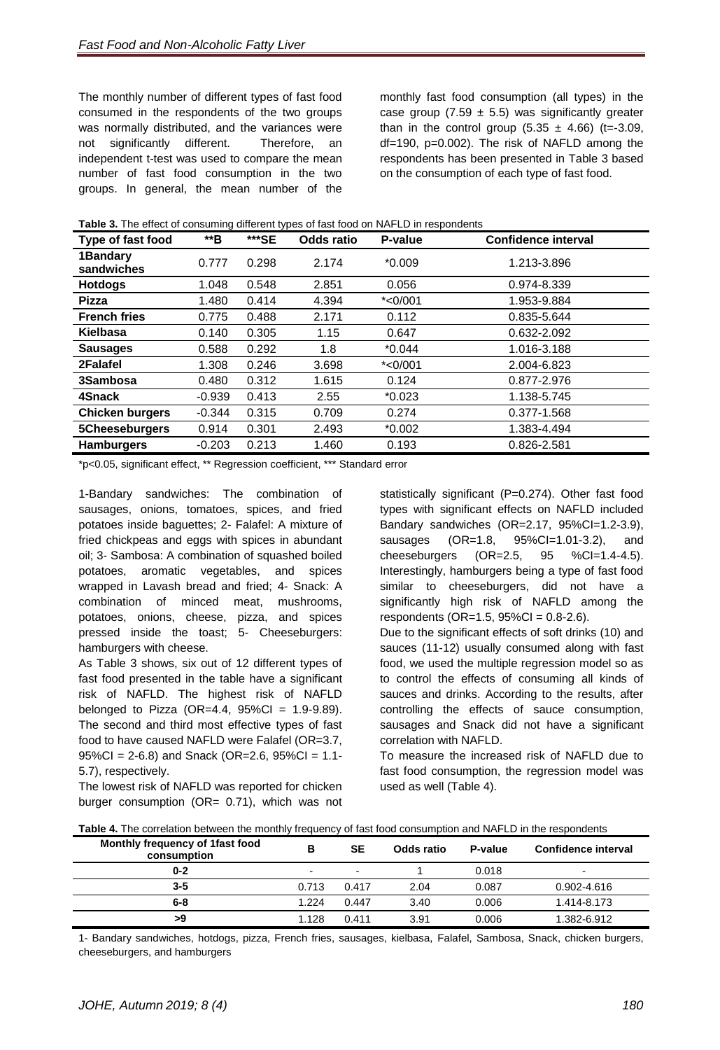The monthly number of different types of fast food consumed in the respondents of the two groups was normally distributed, and the variances were not significantly different. Therefore, an independent t-test was used to compare the mean number of fast food consumption in the two groups. In general, the mean number of the monthly fast food consumption (all types) in the case group (7.59 ± 5.5) was significantly greater than in the control group (5.35 ± 4.66) (t=-3.09, df=190, p=0.002). The risk of NAFLD among the respondents has been presented in Table 3 based on the consumption of each type of fast food.

**Table 3.** The effect of consuming different types of fast food on NAFLD in respondents

| Type of fast food | **B | ***SE | Odds ratio | P-value | Confidence interval |
|---|---|---|---|---|---|
| 1Bandary sandwiches | 0.777 | 0.298 | 2.174 | *0.009 | 1.213-3.896 |
| Hotdogs | 1.048 | 0.548 | 2.851 | 0.056 | 0.974-8.339 |
| Pizza | 1.480 | 0.414 | 4.394 | *<0/001 | 1.953-9.884 |
| French fries | 0.775 | 0.488 | 2.171 | 0.112 | 0.835-5.644 |
| Kielbasa | 0.140 | 0.305 | 1.15 | 0.647 | 0.632-2.092 |
| Sausages | 0.588 | 0.292 | 1.8 | *0.044 | 1.016-3.188 |
| 2Falafel | 1.308 | 0.246 | 3.698 | *<0/001 | 2.004-6.823 |
| 3Sambosa | 0.480 | 0.312 | 1.615 | 0.124 | 0.877-2.976 |
| 4Snack | -0.939 | 0.413 | 2.55 | *0.023 | 1.138-5.745 |
| Chicken burgers | -0.344 | 0.315 | 0.709 | 0.274 | 0.377-1.568 |
| 5Cheeseburgers | 0.914 | 0.301 | 2.493 | *0.002 | 1.383-4.494 |
| Hamburgers | -0.203 | 0.213 | 1.460 | 0.193 | 0.826-2.581 |

*p<0.05, significant effect, ** Regression coefficient, *** Standard error

1-Bandary sandwiches: The combination of sausages, onions, tomatoes, spices, and fried potatoes inside baguettes; 2- Falafel: A mixture of fried chickpeas and eggs with spices in abundant oil; 3- Sambosa: A combination of squashed boiled potatoes, aromatic vegetables, and spices wrapped in Lavash bread and fried; 4- Snack: A combination of minced meat, mushrooms, potatoes, onions, cheese, pizza, and spices pressed inside the toast; 5- Cheeseburgers: hamburgers with cheese.

As Table 3 shows, six out of 12 different types of fast food presented in the table have a significant risk of NAFLD. The highest risk of NAFLD belonged to Pizza (OR=4.4, 95%CI = 1.9-9.89). The second and third most effective types of fast food to have caused NAFLD were Falafel (OR=3.7, 95%CI = 2-6.8) and Snack (OR=2.6, 95%CI = 1.1-5.7), respectively.

The lowest risk of NAFLD was reported for chicken burger consumption (OR= 0.71), which was not statistically significant (P=0.274). Other fast food types with significant effects on NAFLD included Bandary sandwiches (OR=2.17, 95%CI=1.2-3.9), sausages (OR=1.8, 95%CI=1.01-3.2), and cheeseburgers (OR=2.5, 95 %CI=1.4-4.5). Interestingly, hamburgers being a type of fast food similar to cheeseburgers, did not have a significantly high risk of NAFLD among the respondents (OR=1.5, 95%CI = 0.8-2.6).

Due to the significant effects of soft drinks (10) and sauces (11-12) usually consumed along with fast food, we used the multiple regression model so as to control the effects of consuming all kinds of sauces and drinks. According to the results, after controlling the effects of sauce consumption, sausages and Snack did not have a significant correlation with NAFLD.

To measure the increased risk of NAFLD due to fast food consumption, the regression model was used as well (Table 4).

**Table 4.** The correlation between the monthly frequency of fast food consumption and NAFLD in the respondents

| Monthly frequency of 1fast food consumption | B | SE | Odds ratio | P-value | Confidence interval |
|---|---|---|---|---|---|
| 0-2 | - | - | 1 | 0.018 | - |
| 3-5 | 0.713 | 0.417 | 2.04 | 0.087 | 0.902-4.616 |
| 6-8 | 1.224 | 0.447 | 3.40 | 0.006 | 1.414-8.173 |
| >9 | 1.128 | 0.411 | 3.91 | 0.006 | 1.382-6.912 |

1- Bandary sandwiches, hotdogs, pizza, French fries, sausages, kielbasa, Falafel, Sambosa, Snack, chicken burgers, cheeseburgers, and hamburgers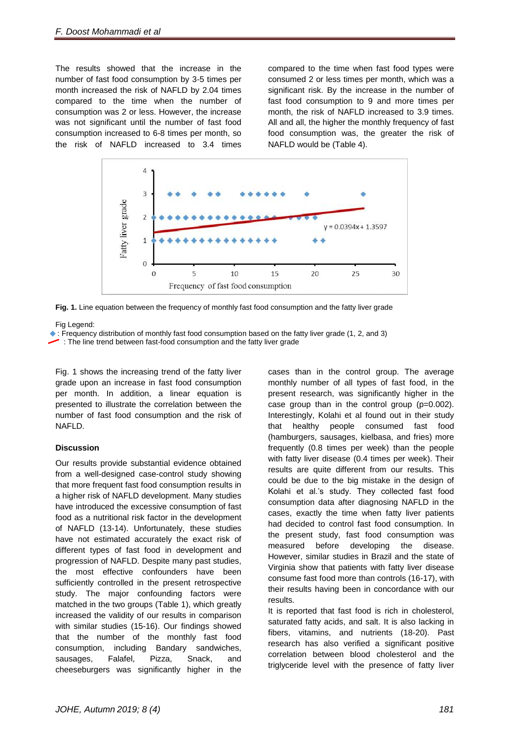The results showed that the increase in the number of fast food consumption by 3-5 times per month increased the risk of NAFLD by 2.04 times compared to the time when the number of consumption was 2 or less. However, the increase was not significant until the number of fast food consumption increased to 6-8 times per month, so the risk of NAFLD increased to 3.4 times compared to the time when fast food types were consumed 2 or less times per month, which was a significant risk. By the increase in the number of fast food consumption to 9 and more times per month, the risk of NAFLD increased to 3.9 times. All and all, the higher the monthly frequency of fast food consumption was, the greater the risk of NAFLD would be (Table 4).

Fatty liver grade

4
3
2
1
0

0 5 10 15 20 25 30

Frequency of fast food consumption

y = 0.0394x + 1.3597

**Fig. 1.** Line equation between the frequency of monthly fast food consumption and the fatty liver grade

Fig Legend:
◆: Frequency distribution of monthly fast food consumption based on the fatty liver grade (1, 2, and 3)
: The line trend between fast-food consumption and the fatty liver grade

Fig. 1 shows the increasing trend of the fatty liver grade upon an increase in fast food consumption per month. In addition, a linear equation is presented to illustrate the correlation between the number of fast food consumption and the risk of NAFLD.

## Discussion

Our results provide substantial evidence obtained from a well-designed case-control study showing that more frequent fast food consumption results in a higher risk of NAFLD development. Many studies have introduced the excessive consumption of fast food as a nutritional risk factor in the development of NAFLD (13-14). Unfortunately, these studies have not estimated accurately the exact risk of different types of fast food in development and progression of NAFLD. Despite many past studies, the most effective confounders have been sufficiently controlled in the present retrospective study. The major confounding factors were matched in the two groups (Table 1), which greatly increased the validity of our results in comparison with similar studies (15-16). Our findings showed that the number of the monthly fast food consumption, including Bandary sandwiches, sausages, Falafel, Pizza, Snack, and cheeseburgers was significantly higher in the cases than in the control group. The average monthly number of all types of fast food, in the present research, was significantly higher in the case group than in the control group (p=0.002). Interestingly, Kolahi et al found out in their study that healthy people consumed fast food (hamburgers, sausages, kielbasa, and fries) more frequently (0.8 times per week) than the people with fatty liver disease (0.4 times per week). Their results are quite different from our results. This could be due to the big mistake in the design of Kolahi et al.'s study. They collected fast food consumption data after diagnosing NAFLD in the cases, exactly the time when fatty liver patients had decided to control fast food consumption. In the present study, fast food consumption was measured before developing the disease. However, similar studies in Brazil and the state of Virginia show that patients with fatty liver disease consume fast food more than controls (16-17), with their results having been in concordance with our results.

It is reported that fast food is rich in cholesterol, saturated fatty acids, and salt. It is also lacking in fibers, vitamins, and nutrients (18-20). Past research has also verified a significant positive correlation between blood cholesterol and the triglyceride level with the presence of fatty liver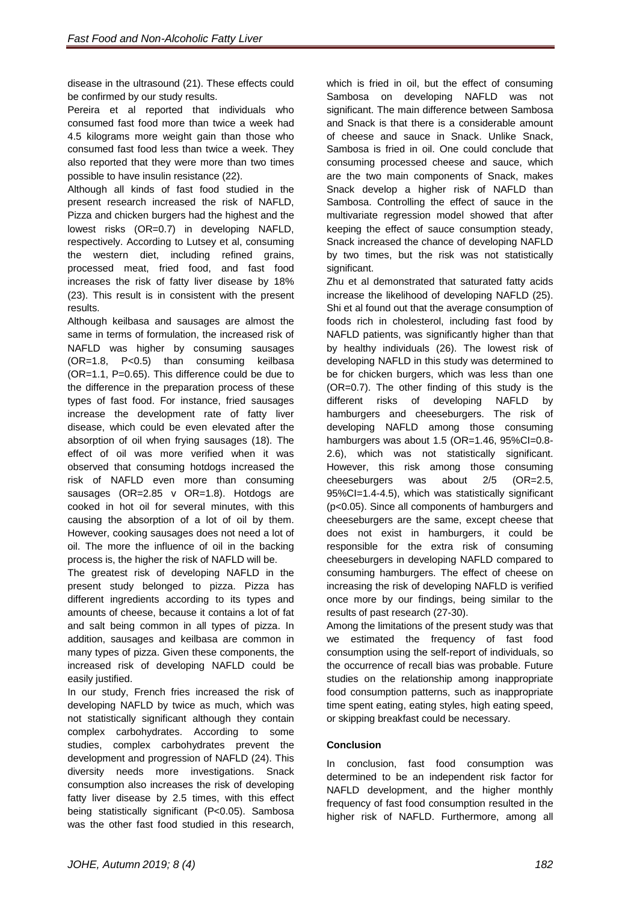disease in the ultrasound (21). These effects could be confirmed by our study results.

Pereira et al reported that individuals who consumed fast food more than twice a week had 4.5 kilograms more weight gain than those who consumed fast food less than twice a week. They also reported that they were more than two times possible to have insulin resistance (22).

Although all kinds of fast food studied in the present research increased the risk of NAFLD, Pizza and chicken burgers had the highest and the lowest risks (OR=0.7) in developing NAFLD, respectively. According to Lutsey et al, consuming the western diet, including refined grains, processed meat, fried food, and fast food increases the risk of fatty liver disease by 18% (23). This result is in consistent with the present results.

Although keilbasa and sausages are almost the same in terms of formulation, the increased risk of NAFLD was higher by consuming sausages (OR=1.8, P<0.5) than consuming keilbasa (OR=1.1, P=0.65). This difference could be due to the difference in the preparation process of these types of fast food. For instance, fried sausages increase the development rate of fatty liver disease, which could be even elevated after the absorption of oil when frying sausages (18). The effect of oil was more verified when it was observed that consuming hotdogs increased the risk of NAFLD even more than consuming sausages (OR=2.85 v OR=1.8). Hotdogs are cooked in hot oil for several minutes, with this causing the absorption of a lot of oil by them. However, cooking sausages does not need a lot of oil. The more the influence of oil in the backing process is, the higher the risk of NAFLD will be.

The greatest risk of developing NAFLD in the present study belonged to pizza. Pizza has different ingredients according to its types and amounts of cheese, because it contains a lot of fat and salt being common in all types of pizza. In addition, sausages and keilbasa are common in many types of pizza. Given these components, the increased risk of developing NAFLD could be easily justified.

In our study, French fries increased the risk of developing NAFLD by twice as much, which was not statistically significant although they contain complex carbohydrates. According to some studies, complex carbohydrates prevent the development and progression of NAFLD (24). This diversity needs more investigations. Snack consumption also increases the risk of developing fatty liver disease by 2.5 times, with this effect being statistically significant (P<0.05). Sambosa was the other fast food studied in this research, which is fried in oil, but the effect of consuming Sambosa on developing NAFLD was not significant. The main difference between Sambosa and Snack is that there is a considerable amount of cheese and sauce in Snack. Unlike Snack, Sambosa is fried in oil. One could conclude that consuming processed cheese and sauce, which are the two main components of Snack, makes Snack develop a higher risk of NAFLD than Sambosa. Controlling the effect of sauce in the multivariate regression model showed that after keeping the effect of sauce consumption steady, Snack increased the chance of developing NAFLD by two times, but the risk was not statistically significant.

Zhu et al demonstrated that saturated fatty acids increase the likelihood of developing NAFLD (25). Shi et al found out that the average consumption of foods rich in cholesterol, including fast food by NAFLD patients, was significantly higher than that by healthy individuals (26). The lowest risk of developing NAFLD in this study was determined to be for chicken burgers, which was less than one (OR=0.7). The other finding of this study is the different risks of developing NAFLD by hamburgers and cheeseburgers. The risk of developing NAFLD among those consuming hamburgers was about 1.5 (OR=1.46, 95%CI=0.8-2.6), which was not statistically significant. However, this risk among those consuming cheeseburgers was about 2/5 (OR=2.5, 95%CI=1.4-4.5), which was statistically significant (p<0.05). Since all components of hamburgers and cheeseburgers are the same, except cheese that does not exist in hamburgers, it could be responsible for the extra risk of consuming cheeseburgers in developing NAFLD compared to consuming hamburgers. The effect of cheese on increasing the risk of developing NAFLD is verified once more by our findings, being similar to the results of past research (27-30).

Among the limitations of the present study was that we estimated the frequency of fast food consumption using the self-report of individuals, so the occurrence of recall bias was probable. Future studies on the relationship among inappropriate food consumption patterns, such as inappropriate time spent eating, eating styles, high eating speed, or skipping breakfast could be necessary.

## Conclusion

In conclusion, fast food consumption was determined to be an independent risk factor for NAFLD development, and the higher monthly frequency of fast food consumption resulted in the higher risk of NAFLD. Furthermore, among all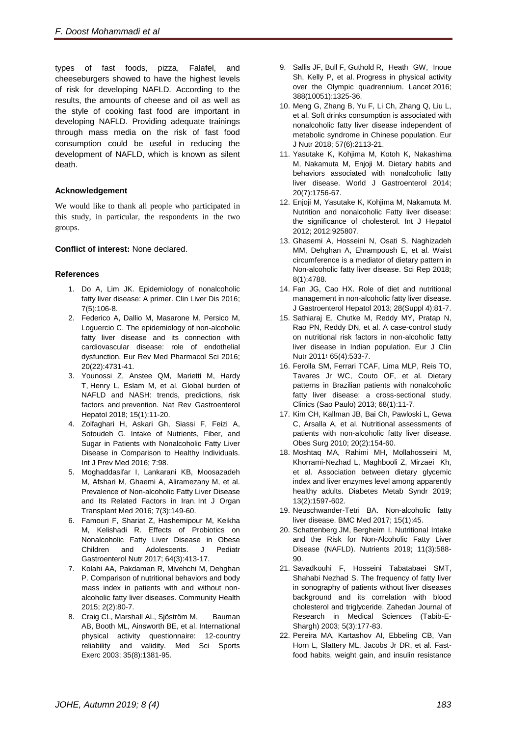types of fast foods, pizza, Falafel, and cheeseburgers showed to have the highest levels of risk for developing NAFLD. According to the results, the amounts of cheese and oil as well as the style of cooking fast food are important in developing NAFLD. Providing adequate trainings through mass media on the risk of fast food consumption could be useful in reducing the development of NAFLD, which is known as silent death.

### Acknowledgement

We would like to thank all people who participated in this study, in particular, the respondents in the two groups.

**Conflict of interest:** None declared.

### References

1. Do A, Lim JK. Epidemiology of nonalcoholic fatty liver disease: A primer. Clin Liver Dis 2016; 7(5):106-8.
2. Federico A, Dallio M, Masarone M, Persico M, Loguercio C. The epidemiology of non-alcoholic fatty liver disease and its connection with cardiovascular disease: role of endothelial dysfunction. Eur Rev Med Pharmacol Sci 2016; 20(22):4731-41.
3. Younossi Z, Anstee QM, Marietti M, Hardy T, Henry L, Eslam M, et al. Global burden of NAFLD and NASH: trends, predictions, risk factors and prevention. Nat Rev Gastroenterol Hepatol 2018; 15(1):11-20.
4. Zolfaghari H, Askari Gh, Siassi F, Feizi A, Sotoudeh G. Intake of Nutrients, Fiber, and Sugar in Patients with Nonalcoholic Fatty Liver Disease in Comparison to Healthy Individuals. Int J Prev Med 2016; 7:98.
5. Moghaddasifar I, Lankarani KB, Moosazadeh M, Afshari M, Ghaemi A, Aliramezany M, et al. Prevalence of Non-alcoholic Fatty Liver Disease and Its Related Factors in Iran. Int J Organ Transplant Med 2016; 7(3):149-60.
6. Famouri F, Shariat Z, Hashemipour M, Keikha M, Kelishadi R. Effects of Probiotics on Nonalcoholic Fatty Liver Disease in Obese Children and Adolescents. J Pediatr Gastroenterol Nutr 2017; 64(3):413-17.
7. Kolahi AA, Pakdaman R, Mivehchi M, Dehghan P. Comparison of nutritional behaviors and body mass index in patients with and without non-alcoholic fatty liver diseases. Community Health 2015; 2(2):80-7.
8. Craig CL, Marshall AL, Sjöström M, Bauman AB, Booth ML, Ainsworth BE, et al. International physical activity questionnaire: 12-country reliability and validity. Med Sci Sports Exerc 2003; 35(8):1381-95.
9. Sallis JF, Bull F, Guthold R, Heath GW, Inoue Sh, Kelly P, et al. Progress in physical activity over the Olympic quadrennium. Lancet 2016; 388(10051):1325-36.
10. Meng G, Zhang B, Yu F, Li Ch, Zhang Q, Liu L, et al. Soft drinks consumption is associated with nonalcoholic fatty liver disease independent of metabolic syndrome in Chinese population. Eur J Nutr 2018; 57(6):2113-21.
11. Yasutake K, Kohjima M, Kotoh K, Nakashima M, Nakamuta M, Enjoji M. Dietary habits and behaviors associated with nonalcoholic fatty liver disease. World J Gastroenterol 2014; 20(7):1756-67.
12. Enjoji M, Yasutake K, Kohjima M, Nakamuta M. Nutrition and nonalcoholic Fatty liver disease: the significance of cholesterol. Int J Hepatol 2012; 2012:925807.
13. Ghasemi A, Hosseini N, Osati S, Naghizadeh MM, Dehghan A, Ehrampoush E, et al. Waist circumference is a mediator of dietary pattern in Non-alcoholic fatty liver disease. Sci Rep 2018; 8(1):4788.
14. Fan JG, Cao HX. Role of diet and nutritional management in non-alcoholic fatty liver disease. J Gastroenterol Hepatol 2013; 28(Suppl 4):81-7.
15. Sathiaraj E, Chutke M, Reddy MY, Pratap N, Rao PN, Reddy DN, et al. A case-control study on nutritional risk factors in non-alcoholic fatty liver disease in Indian population. Eur J Clin Nutr 2011; 65(4):533-7.
16. Ferolla SM, Ferrari TCAF, Lima MLP, Reis TO, Tavares Jr WC, Couto OF, et al. Dietary patterns in Brazilian patients with nonalcoholic fatty liver disease: a cross-sectional study. Clinics (Sao Paulo) 2013; 68(1):11-7.
17. Kim CH, Kallman JB, Bai Ch, Pawloski L, Gewa C, Arsalla A, et al. Nutritional assessments of patients with non-alcoholic fatty liver disease. Obes Surg 2010; 20(2):154-60.
18. Moshtaq MA, Rahimi MH, Mollahosseini M, Khorrami-Nezhad L, Maghbooli Z, Mirzaei Kh, et al. Association between dietary glycemic index and liver enzymes level among apparently healthy adults. Diabetes Metab Syndr 2019; 13(2):1597-602.
19. Neuschwander-Tetri BA. Non-alcoholic fatty liver disease. BMC Med 2017; 15(1):45.
20. Schattenberg JM, Bergheim I. Nutritional Intake and the Risk for Non-Alcoholic Fatty Liver Disease (NAFLD). Nutrients 2019; 11(3):588-90.
21. Savadkouhi F, Hosseini Tabatabaei SMT, Shahabi Nezhad S. The frequency of fatty liver in sonography of patients without liver diseases background and its correlation with blood cholesterol and triglyceride. Zahedan Journal of Research in Medical Sciences (Tabib-E-Shargh) 2003; 5(3):177-83.
22. Pereira MA, Kartashov AI, Ebbeling CB, Van Horn L, Slattery ML, Jacobs Jr DR, et al. Fast-food habits, weight gain, and insulin resistance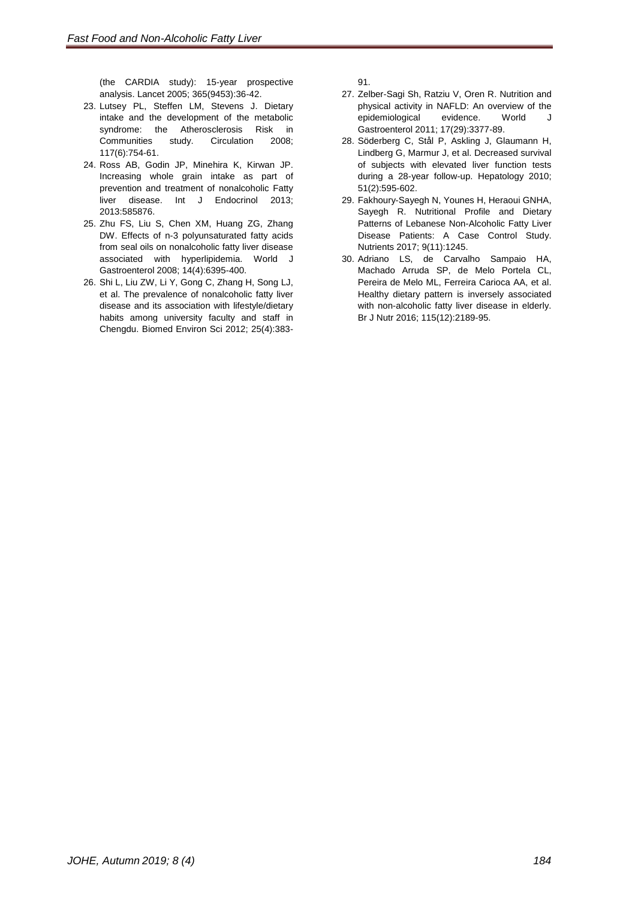(the CARDIA study): 15-year prospective analysis. Lancet 2005; 365(9453):36-42.

23. Lutsey PL, Steffen LM, Stevens J. Dietary intake and the development of the metabolic syndrome: the Atherosclerosis Risk in Communities study. Circulation 2008; 117(6):754-61.
24. Ross AB, Godin JP, Minehira K, Kirwan JP. Increasing whole grain intake as part of prevention and treatment of nonalcoholic Fatty liver disease. Int J Endocrinol 2013; 2013:585876.
25. Zhu FS, Liu S, Chen XM, Huang ZG, Zhang DW. Effects of n-3 polyunsaturated fatty acids from seal oils on nonalcoholic fatty liver disease associated with hyperlipidemia. World J Gastroenterol 2008; 14(4):6395-400.
26. Shi L, Liu ZW, Li Y, Gong C, Zhang H, Song LJ, et al. The prevalence of nonalcoholic fatty liver disease and its association with lifestyle/dietary habits among university faculty and staff in Chengdu. Biomed Environ Sci 2012; 25(4):383-91.
27. Zelber-Sagi Sh, Ratziu V, Oren R. Nutrition and physical activity in NAFLD: An overview of the epidemiological evidence. World J Gastroenterol 2011; 17(29):3377-89.
28. Söderberg C, Stål P, Askling J, Glaumann H, Lindberg G, Marmur J, et al. Decreased survival of subjects with elevated liver function tests during a 28-year follow-up. Hepatology 2010; 51(2):595-602.
29. Fakhoury-Sayegh N, Younes H, Heraoui GNHA, Sayegh R. Nutritional Profile and Dietary Patterns of Lebanese Non-Alcoholic Fatty Liver Disease Patients: A Case Control Study. Nutrients 2017; 9(11):1245.
30. Adriano LS, de Carvalho Sampaio HA, Machado Arruda SP, de Melo Portela CL, Pereira de Melo ML, Ferreira Carioca AA, et al. Healthy dietary pattern is inversely associated with non-alcoholic fatty liver disease in elderly. Br J Nutr 2016; 115(12):2189-95.